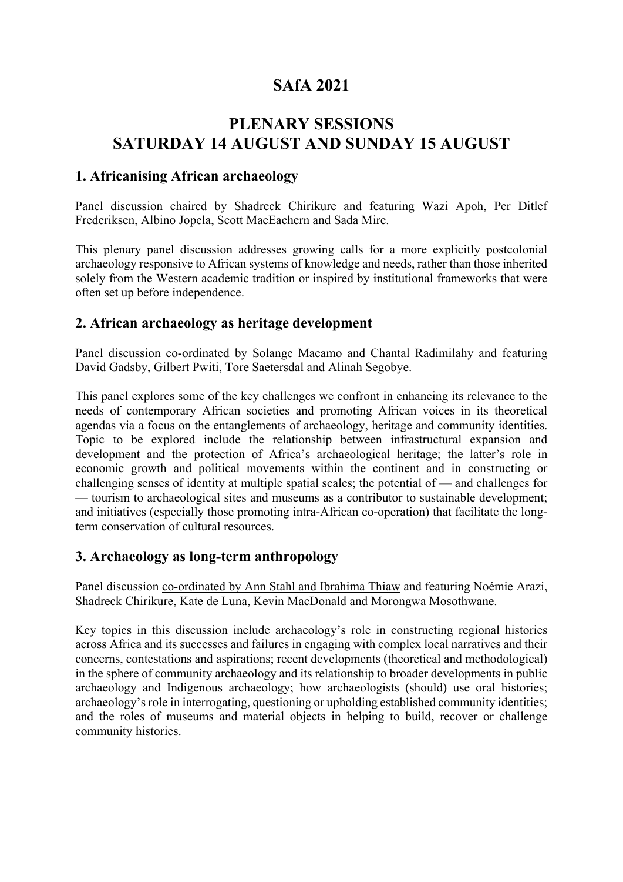# SAfA 2021

# PLENARY SESSIONS
# SATURDAY 14 AUGUST AND SUNDAY 15 AUGUST

## 1. Africanising African archaeology

Panel discussion chaired by Shadreck Chirikure and featuring Wazi Apoh, Per Ditlef Frederiksen, Albino Jopela, Scott MacEachern and Sada Mire.

This plenary panel discussion addresses growing calls for a more explicitly postcolonial archaeology responsive to African systems of knowledge and needs, rather than those inherited solely from the Western academic tradition or inspired by institutional frameworks that were often set up before independence.

## 2. African archaeology as heritage development

Panel discussion co-ordinated by Solange Macamo and Chantal Radimilahy and featuring David Gadsby, Gilbert Pwiti, Tore Saetersdal and Alinah Segobye.

This panel explores some of the key challenges we confront in enhancing its relevance to the needs of contemporary African societies and promoting African voices in its theoretical agendas via a focus on the entanglements of archaeology, heritage and community identities. Topic to be explored include the relationship between infrastructural expansion and development and the protection of Africa's archaeological heritage; the latter's role in economic growth and political movements within the continent and in constructing or challenging senses of identity at multiple spatial scales; the potential of — and challenges for — tourism to archaeological sites and museums as a contributor to sustainable development; and initiatives (especially those promoting intra-African co-operation) that facilitate the long-term conservation of cultural resources.

## 3. Archaeology as long-term anthropology

Panel discussion co-ordinated by Ann Stahl and Ibrahima Thiaw and featuring Noémie Arazi, Shadreck Chirikure, Kate de Luna, Kevin MacDonald and Morongwa Mosothwane.

Key topics in this discussion include archaeology's role in constructing regional histories across Africa and its successes and failures in engaging with complex local narratives and their concerns, contestations and aspirations; recent developments (theoretical and methodological) in the sphere of community archaeology and its relationship to broader developments in public archaeology and Indigenous archaeology; how archaeologists (should) use oral histories; archaeology's role in interrogating, questioning or upholding established community identities; and the roles of museums and material objects in helping to build, recover or challenge community histories.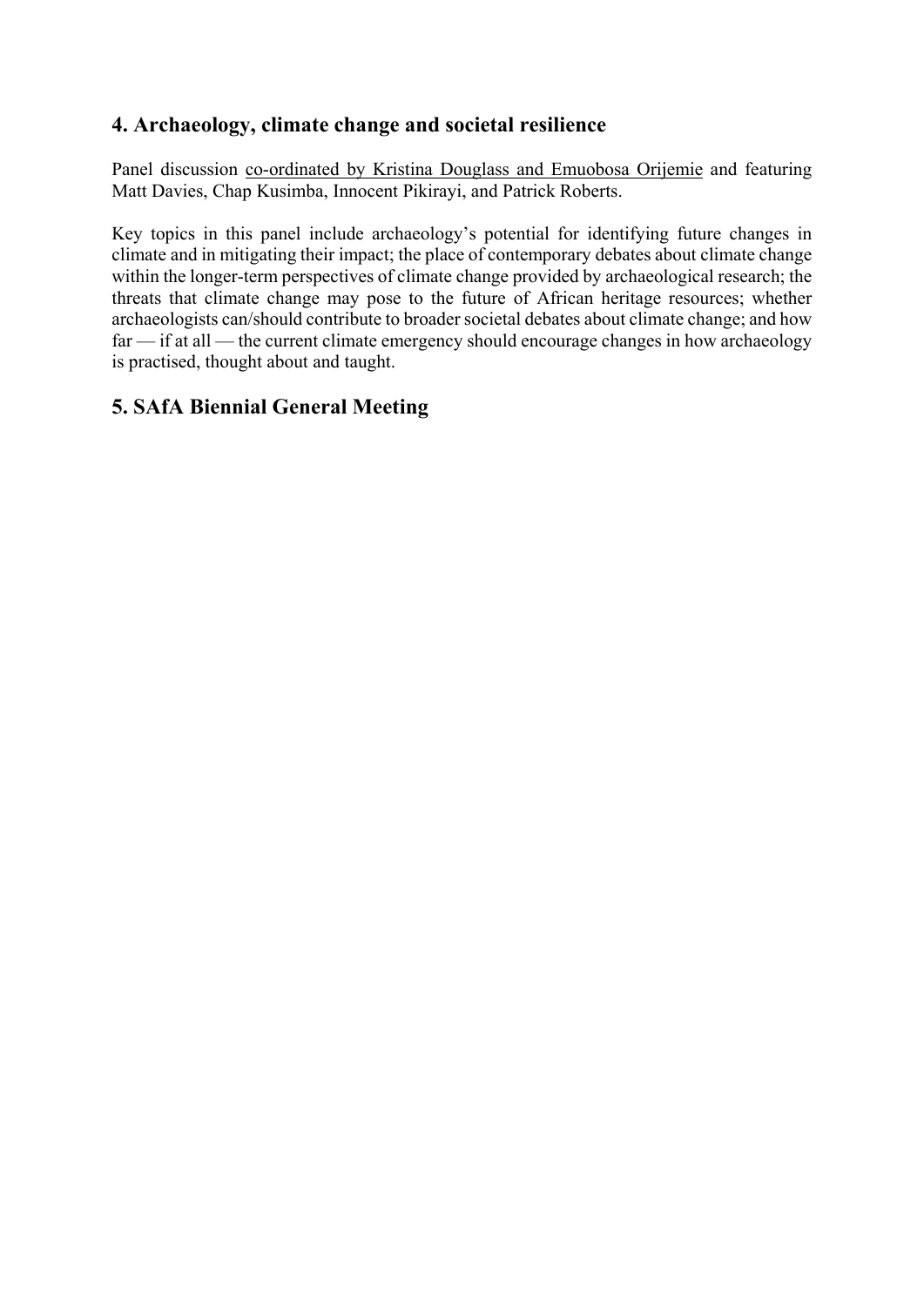## 4. Archaeology, climate change and societal resilience

Panel discussion co-ordinated by Kristina Douglass and Emuobosa Orijemie and featuring Matt Davies, Chap Kusimba, Innocent Pikirayi, and Patrick Roberts.

Key topics in this panel include archaeology's potential for identifying future changes in climate and in mitigating their impact; the place of contemporary debates about climate change within the longer-term perspectives of climate change provided by archaeological research; the threats that climate change may pose to the future of African heritage resources; whether archaeologists can/should contribute to broader societal debates about climate change; and how far — if at all — the current climate emergency should encourage changes in how archaeology is practised, thought about and taught.

## 5. SAfA Biennial General Meeting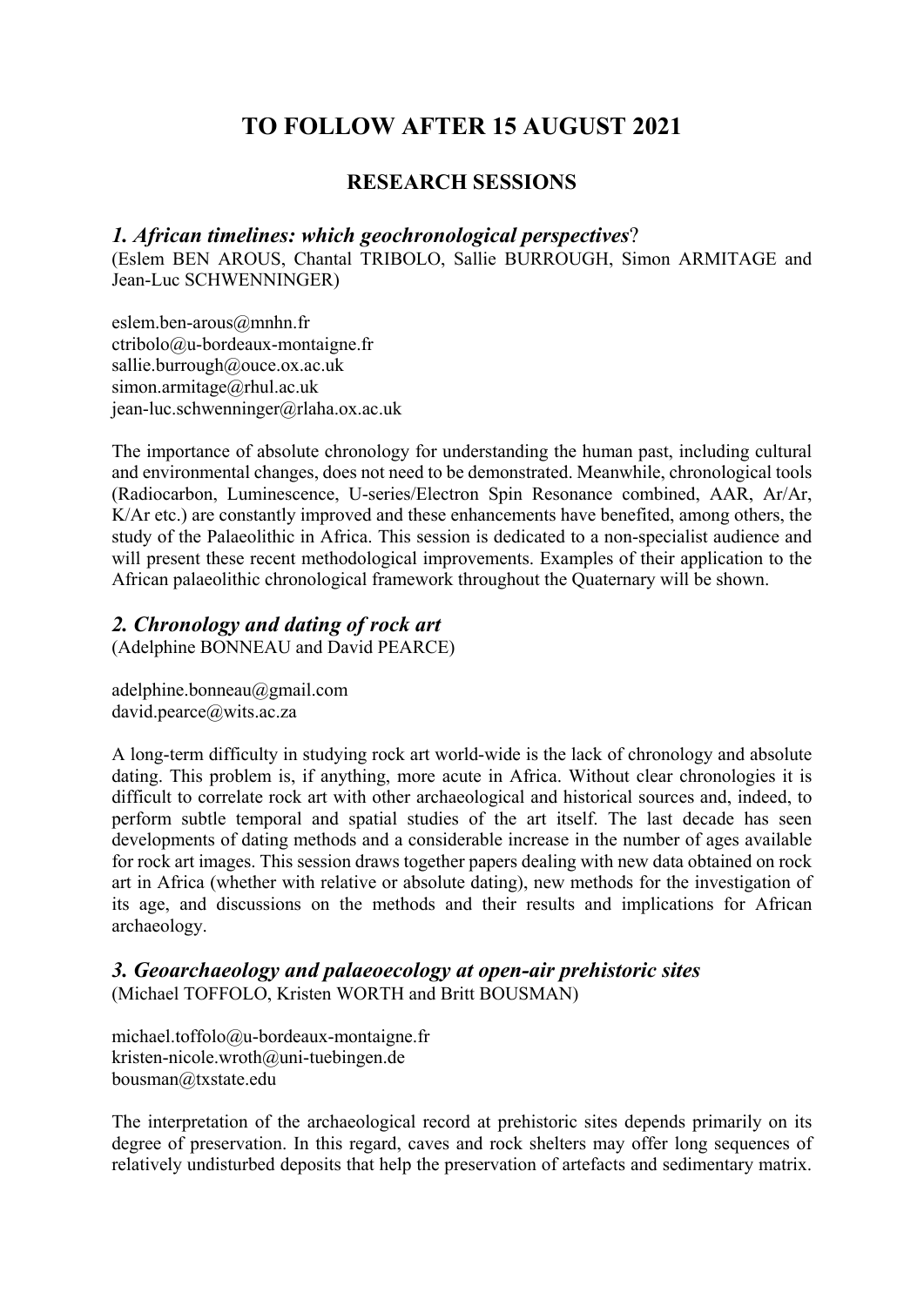# TO FOLLOW AFTER 15 AUGUST 2021

## RESEARCH SESSIONS

### *1. African timelines: which geochronological perspectives*?

(Eslem BEN AROUS, Chantal TRIBOLO, Sallie BURROUGH, Simon ARMITAGE and Jean-Luc SCHWENNINGER)

eslem.ben-arous@mnhn.fr
ctribolo@u-bordeaux-montaigne.fr
sallie.burrough@ouce.ox.ac.uk
simon.armitage@rhul.ac.uk
jean-luc.schwenninger@rlaha.ox.ac.uk

The importance of absolute chronology for understanding the human past, including cultural and environmental changes, does not need to be demonstrated. Meanwhile, chronological tools (Radiocarbon, Luminescence, U-series/Electron Spin Resonance combined, AAR, Ar/Ar, K/Ar etc.) are constantly improved and these enhancements have benefited, among others, the study of the Palaeolithic in Africa. This session is dedicated to a non-specialist audience and will present these recent methodological improvements. Examples of their application to the African palaeolithic chronological framework throughout the Quaternary will be shown.

### *2. Chronology and dating of rock art*

(Adelphine BONNEAU and David PEARCE)

adelphine.bonneau@gmail.com
david.pearce@wits.ac.za

A long-term difficulty in studying rock art world-wide is the lack of chronology and absolute dating. This problem is, if anything, more acute in Africa. Without clear chronologies it is difficult to correlate rock art with other archaeological and historical sources and, indeed, to perform subtle temporal and spatial studies of the art itself. The last decade has seen developments of dating methods and a considerable increase in the number of ages available for rock art images. This session draws together papers dealing with new data obtained on rock art in Africa (whether with relative or absolute dating), new methods for the investigation of its age, and discussions on the methods and their results and implications for African archaeology.

### *3. Geoarchaeology and palaeoecology at open-air prehistoric sites*

(Michael TOFFOLO, Kristen WORTH and Britt BOUSMAN)

michael.toffolo@u-bordeaux-montaigne.fr
kristen-nicole.wroth@uni-tuebingen.de
bousman@txstate.edu

The interpretation of the archaeological record at prehistoric sites depends primarily on its degree of preservation. In this regard, caves and rock shelters may offer long sequences of relatively undisturbed deposits that help the preservation of artefacts and sedimentary matrix.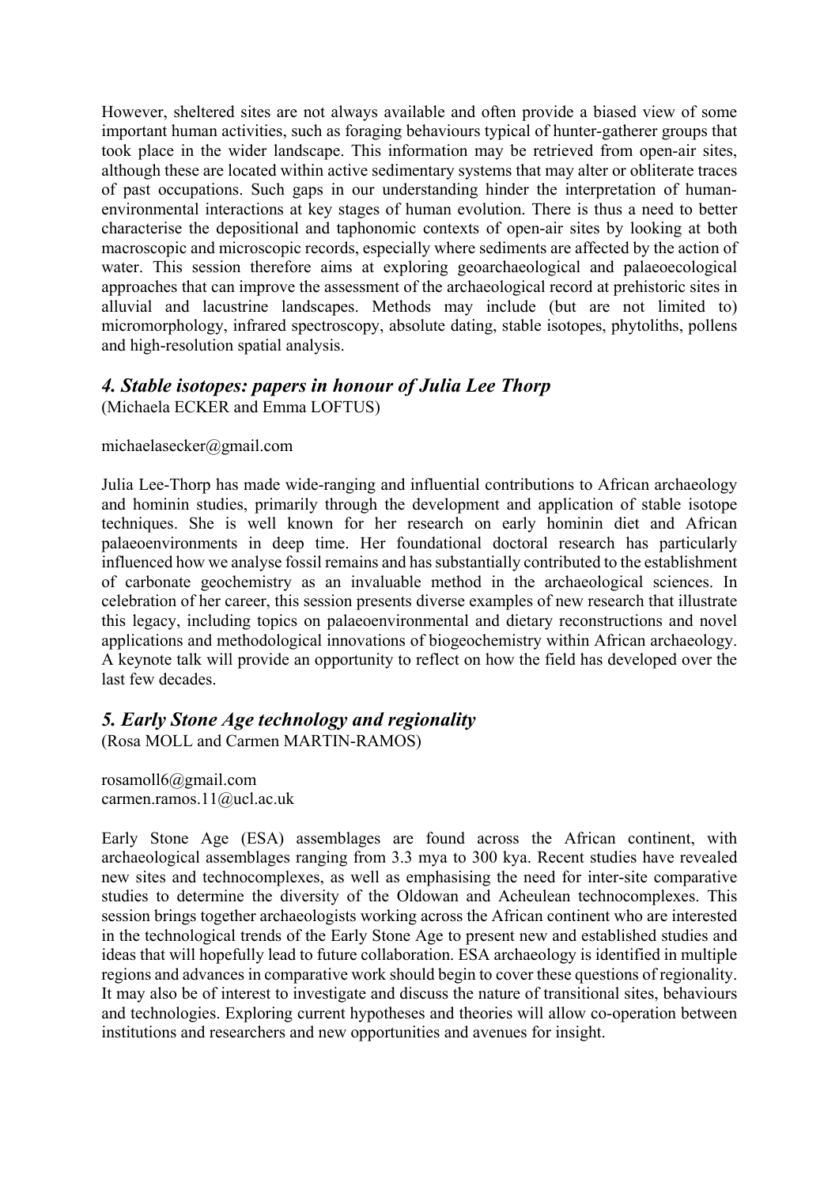However, sheltered sites are not always available and often provide a biased view of some important human activities, such as foraging behaviours typical of hunter-gatherer groups that took place in the wider landscape. This information may be retrieved from open-air sites, although these are located within active sedimentary systems that may alter or obliterate traces of past occupations. Such gaps in our understanding hinder the interpretation of human-environmental interactions at key stages of human evolution. There is thus a need to better characterise the depositional and taphonomic contexts of open-air sites by looking at both macroscopic and microscopic records, especially where sediments are affected by the action of water. This session therefore aims at exploring geoarchaeological and palaeoecological approaches that can improve the assessment of the archaeological record at prehistoric sites in alluvial and lacustrine landscapes. Methods may include (but are not limited to) micromorphology, infrared spectroscopy, absolute dating, stable isotopes, phytoliths, pollens and high-resolution spatial analysis.

## *4. Stable isotopes: papers in honour of Julia Lee Thorp*

(Michaela ECKER and Emma LOFTUS)

michaelasecker@gmail.com

Julia Lee-Thorp has made wide-ranging and influential contributions to African archaeology and hominin studies, primarily through the development and application of stable isotope techniques. She is well known for her research on early hominin diet and African palaeoenvironments in deep time. Her foundational doctoral research has particularly influenced how we analyse fossil remains and has substantially contributed to the establishment of carbonate geochemistry as an invaluable method in the archaeological sciences. In celebration of her career, this session presents diverse examples of new research that illustrate this legacy, including topics on palaeoenvironmental and dietary reconstructions and novel applications and methodological innovations of biogeochemistry within African archaeology. A keynote talk will provide an opportunity to reflect on how the field has developed over the last few decades.

## *5. Early Stone Age technology and regionality*

(Rosa MOLL and Carmen MARTIN-RAMOS)

rosamoll6@gmail.com
carmen.ramos.11@ucl.ac.uk

Early Stone Age (ESA) assemblages are found across the African continent, with archaeological assemblages ranging from 3.3 mya to 300 kya. Recent studies have revealed new sites and technocomplexes, as well as emphasising the need for inter-site comparative studies to determine the diversity of the Oldowan and Acheulean technocomplexes. This session brings together archaeologists working across the African continent who are interested in the technological trends of the Early Stone Age to present new and established studies and ideas that will hopefully lead to future collaboration. ESA archaeology is identified in multiple regions and advances in comparative work should begin to cover these questions of regionality. It may also be of interest to investigate and discuss the nature of transitional sites, behaviours and technologies. Exploring current hypotheses and theories will allow co-operation between institutions and researchers and new opportunities and avenues for insight.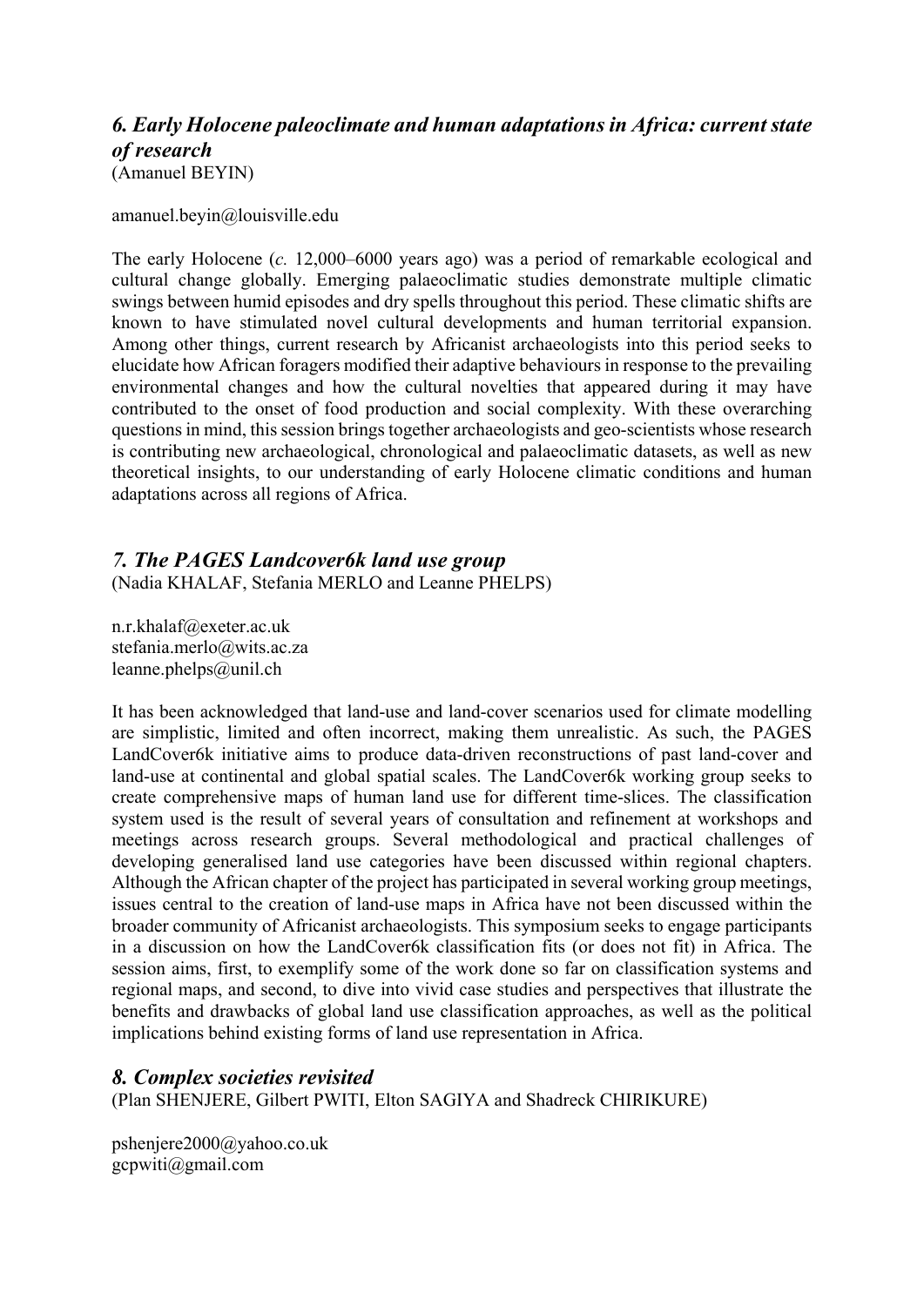## *6. Early Holocene paleoclimate and human adaptations in Africa: current state of research*

(Amanuel BEYIN)

amanuel.beyin@louisville.edu

The early Holocene (*c.* 12,000–6000 years ago) was a period of remarkable ecological and cultural change globally. Emerging palaeoclimatic studies demonstrate multiple climatic swings between humid episodes and dry spells throughout this period. These climatic shifts are known to have stimulated novel cultural developments and human territorial expansion. Among other things, current research by Africanist archaeologists into this period seeks to elucidate how African foragers modified their adaptive behaviours in response to the prevailing environmental changes and how the cultural novelties that appeared during it may have contributed to the onset of food production and social complexity. With these overarching questions in mind, this session brings together archaeologists and geo-scientists whose research is contributing new archaeological, chronological and palaeoclimatic datasets, as well as new theoretical insights, to our understanding of early Holocene climatic conditions and human adaptations across all regions of Africa.

## *7. The PAGES Landcover6k land use group*

(Nadia KHALAF, Stefania MERLO and Leanne PHELPS)

n.r.khalaf@exeter.ac.uk
stefania.merlo@wits.ac.za
leanne.phelps@unil.ch

It has been acknowledged that land-use and land-cover scenarios used for climate modelling are simplistic, limited and often incorrect, making them unrealistic. As such, the PAGES LandCover6k initiative aims to produce data-driven reconstructions of past land-cover and land-use at continental and global spatial scales. The LandCover6k working group seeks to create comprehensive maps of human land use for different time-slices. The classification system used is the result of several years of consultation and refinement at workshops and meetings across research groups. Several methodological and practical challenges of developing generalised land use categories have been discussed within regional chapters. Although the African chapter of the project has participated in several working group meetings, issues central to the creation of land-use maps in Africa have not been discussed within the broader community of Africanist archaeologists. This symposium seeks to engage participants in a discussion on how the LandCover6k classification fits (or does not fit) in Africa. The session aims, first, to exemplify some of the work done so far on classification systems and regional maps, and second, to dive into vivid case studies and perspectives that illustrate the benefits and drawbacks of global land use classification approaches, as well as the political implications behind existing forms of land use representation in Africa.

## *8. Complex societies revisited*

(Plan SHENJERE, Gilbert PWITI, Elton SAGIYA and Shadreck CHIRIKURE)

pshenjere2000@yahoo.co.uk
gcpwiti@gmail.com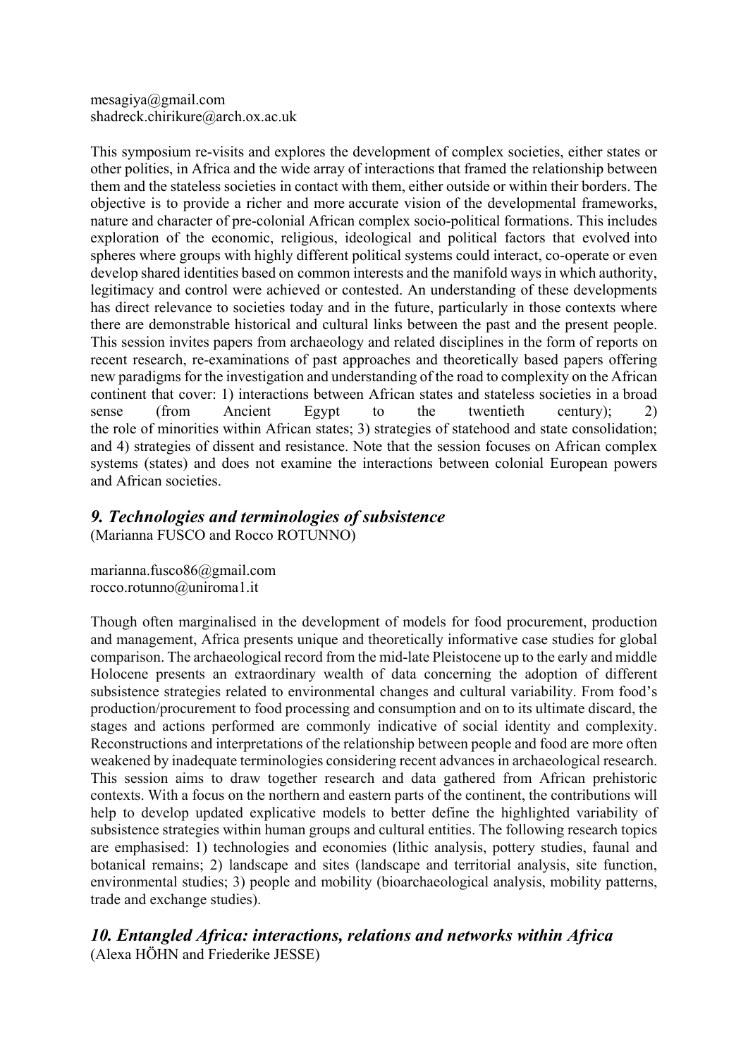mesagiya@gmail.com
shadreck.chirikure@arch.ox.ac.uk

This symposium re-visits and explores the development of complex societies, either states or other polities, in Africa and the wide array of interactions that framed the relationship between them and the stateless societies in contact with them, either outside or within their borders. The objective is to provide a richer and more accurate vision of the developmental frameworks, nature and character of pre-colonial African complex socio-political formations. This includes exploration of the economic, religious, ideological and political factors that evolved into spheres where groups with highly different political systems could interact, co-operate or even develop shared identities based on common interests and the manifold ways in which authority, legitimacy and control were achieved or contested. An understanding of these developments has direct relevance to societies today and in the future, particularly in those contexts where there are demonstrable historical and cultural links between the past and the present people. This session invites papers from archaeology and related disciplines in the form of reports on recent research, re-examinations of past approaches and theoretically based papers offering new paradigms for the investigation and understanding of the road to complexity on the African continent that cover: 1) interactions between African states and stateless societies in a broad sense (from Ancient Egypt to the twentieth century); 2) the role of minorities within African states; 3) strategies of statehood and state consolidation; and 4) strategies of dissent and resistance. Note that the session focuses on African complex systems (states) and does not examine the interactions between colonial European powers and African societies.

## *9. Technologies and terminologies of subsistence*

(Marianna FUSCO and Rocco ROTUNNO)

marianna.fusco86@gmail.com
rocco.rotunno@uniroma1.it

Though often marginalised in the development of models for food procurement, production and management, Africa presents unique and theoretically informative case studies for global comparison. The archaeological record from the mid-late Pleistocene up to the early and middle Holocene presents an extraordinary wealth of data concerning the adoption of different subsistence strategies related to environmental changes and cultural variability. From food's production/procurement to food processing and consumption and on to its ultimate discard, the stages and actions performed are commonly indicative of social identity and complexity. Reconstructions and interpretations of the relationship between people and food are more often weakened by inadequate terminologies considering recent advances in archaeological research. This session aims to draw together research and data gathered from African prehistoric contexts. With a focus on the northern and eastern parts of the continent, the contributions will help to develop updated explicative models to better define the highlighted variability of subsistence strategies within human groups and cultural entities. The following research topics are emphasised: 1) technologies and economies (lithic analysis, pottery studies, faunal and botanical remains; 2) landscape and sites (landscape and territorial analysis, site function, environmental studies; 3) people and mobility (bioarchaeological analysis, mobility patterns, trade and exchange studies).

## *10. Entangled Africa: interactions, relations and networks within Africa*

(Alexa HÖHN and Friederike JESSE)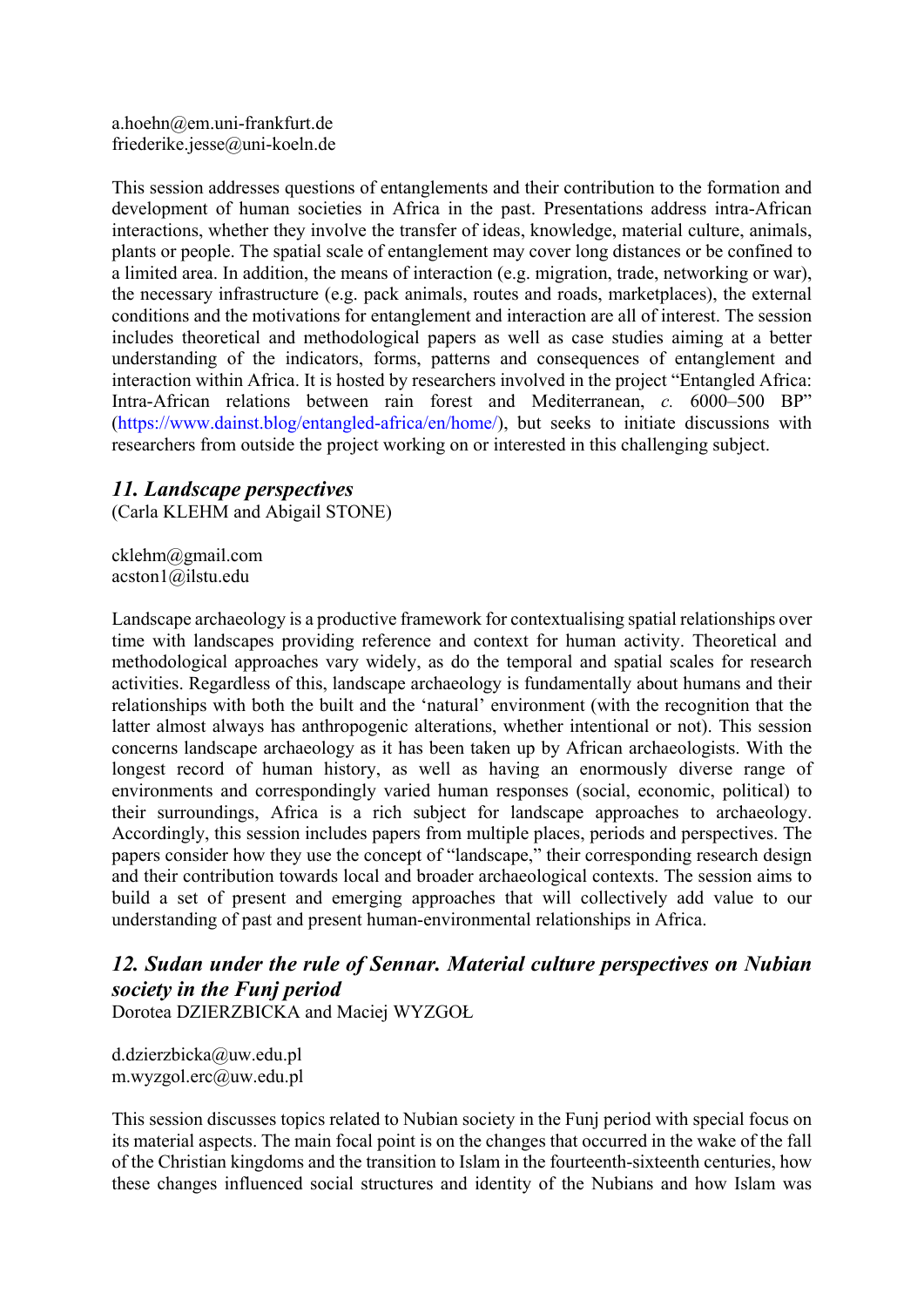a.hoehn@em.uni-frankfurt.de
friederike.jesse@uni-koeln.de

This session addresses questions of entanglements and their contribution to the formation and development of human societies in Africa in the past. Presentations address intra-African interactions, whether they involve the transfer of ideas, knowledge, material culture, animals, plants or people. The spatial scale of entanglement may cover long distances or be confined to a limited area. In addition, the means of interaction (e.g. migration, trade, networking or war), the necessary infrastructure (e.g. pack animals, routes and roads, marketplaces), the external conditions and the motivations for entanglement and interaction are all of interest. The session includes theoretical and methodological papers as well as case studies aiming at a better understanding of the indicators, forms, patterns and consequences of entanglement and interaction within Africa. It is hosted by researchers involved in the project "Entangled Africa: Intra-African relations between rain forest and Mediterranean, *c.* 6000–500 BP" (https://www.dainst.blog/entangled-africa/en/home/), but seeks to initiate discussions with researchers from outside the project working on or interested in this challenging subject.

## *11. Landscape perspectives*

(Carla KLEHM and Abigail STONE)

cklehm@gmail.com
acston1@ilstu.edu

Landscape archaeology is a productive framework for contextualising spatial relationships over time with landscapes providing reference and context for human activity. Theoretical and methodological approaches vary widely, as do the temporal and spatial scales for research activities. Regardless of this, landscape archaeology is fundamentally about humans and their relationships with both the built and the 'natural' environment (with the recognition that the latter almost always has anthropogenic alterations, whether intentional or not). This session concerns landscape archaeology as it has been taken up by African archaeologists. With the longest record of human history, as well as having an enormously diverse range of environments and correspondingly varied human responses (social, economic, political) to their surroundings, Africa is a rich subject for landscape approaches to archaeology. Accordingly, this session includes papers from multiple places, periods and perspectives. The papers consider how they use the concept of "landscape," their corresponding research design and their contribution towards local and broader archaeological contexts. The session aims to build a set of present and emerging approaches that will collectively add value to our understanding of past and present human-environmental relationships in Africa.

## *12. Sudan under the rule of Sennar. Material culture perspectives on Nubian society in the Funj period*

Dorotea DZIERZBICKA and Maciej WYZGOŁ

d.dzierzbicka@uw.edu.pl
m.wyzgol.erc@uw.edu.pl

This session discusses topics related to Nubian society in the Funj period with special focus on its material aspects. The main focal point is on the changes that occurred in the wake of the fall of the Christian kingdoms and the transition to Islam in the fourteenth-sixteenth centuries, how these changes influenced social structures and identity of the Nubians and how Islam was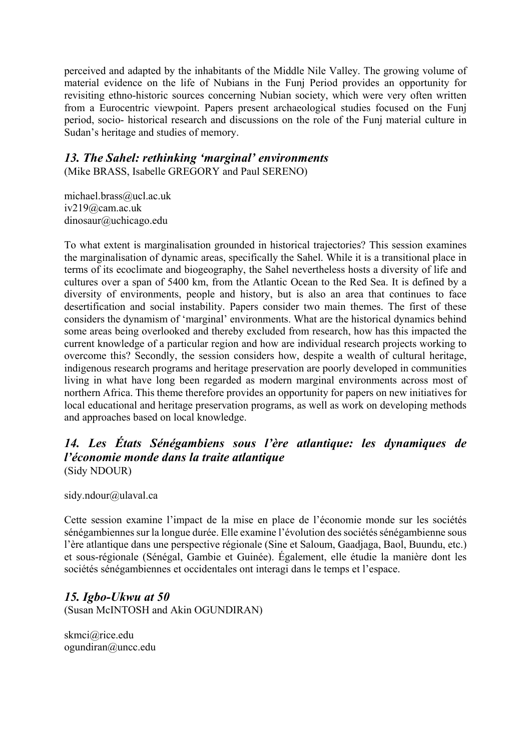perceived and adapted by the inhabitants of the Middle Nile Valley. The growing volume of material evidence on the life of Nubians in the Funj Period provides an opportunity for revisiting ethno-historic sources concerning Nubian society, which were very often written from a Eurocentric viewpoint. Papers present archaeological studies focused on the Funj period, socio- historical research and discussions on the role of the Funj material culture in Sudan's heritage and studies of memory.

### *13. The Sahel: rethinking 'marginal' environments*

(Mike BRASS, Isabelle GREGORY and Paul SERENO)

michael.brass@ucl.ac.uk
iv219@cam.ac.uk
dinosaur@uchicago.edu

To what extent is marginalisation grounded in historical trajectories? This session examines the marginalisation of dynamic areas, specifically the Sahel. While it is a transitional place in terms of its ecoclimate and biogeography, the Sahel nevertheless hosts a diversity of life and cultures over a span of 5400 km, from the Atlantic Ocean to the Red Sea. It is defined by a diversity of environments, people and history, but is also an area that continues to face desertification and social instability. Papers consider two main themes. The first of these considers the dynamism of 'marginal' environments. What are the historical dynamics behind some areas being overlooked and thereby excluded from research, how has this impacted the current knowledge of a particular region and how are individual research projects working to overcome this? Secondly, the session considers how, despite a wealth of cultural heritage, indigenous research programs and heritage preservation are poorly developed in communities living in what have long been regarded as modern marginal environments across most of northern Africa. This theme therefore provides an opportunity for papers on new initiatives for local educational and heritage preservation programs, as well as work on developing methods and approaches based on local knowledge.

### *14. Les États Sénégambiens sous l'ère atlantique: les dynamiques de l'économie monde dans la traite atlantique*

(Sidy NDOUR)

sidy.ndour@ulaval.ca

Cette session examine l'impact de la mise en place de l'économie monde sur les sociétés sénégambiennes sur la longue durée. Elle examine l'évolution des sociétés sénégambienne sous l'ère atlantique dans une perspective régionale (Sine et Saloum, Gaadjaga, Baol, Buundu, etc.) et sous-régionale (Sénégal, Gambie et Guinée). Également, elle étudie la manière dont les sociétés sénégambiennes et occidentales ont interagi dans le temps et l'espace.

### *15. Igbo-Ukwu at 50*

(Susan McINTOSH and Akin OGUNDIRAN)

skmci@rice.edu
ogundiran@uncc.edu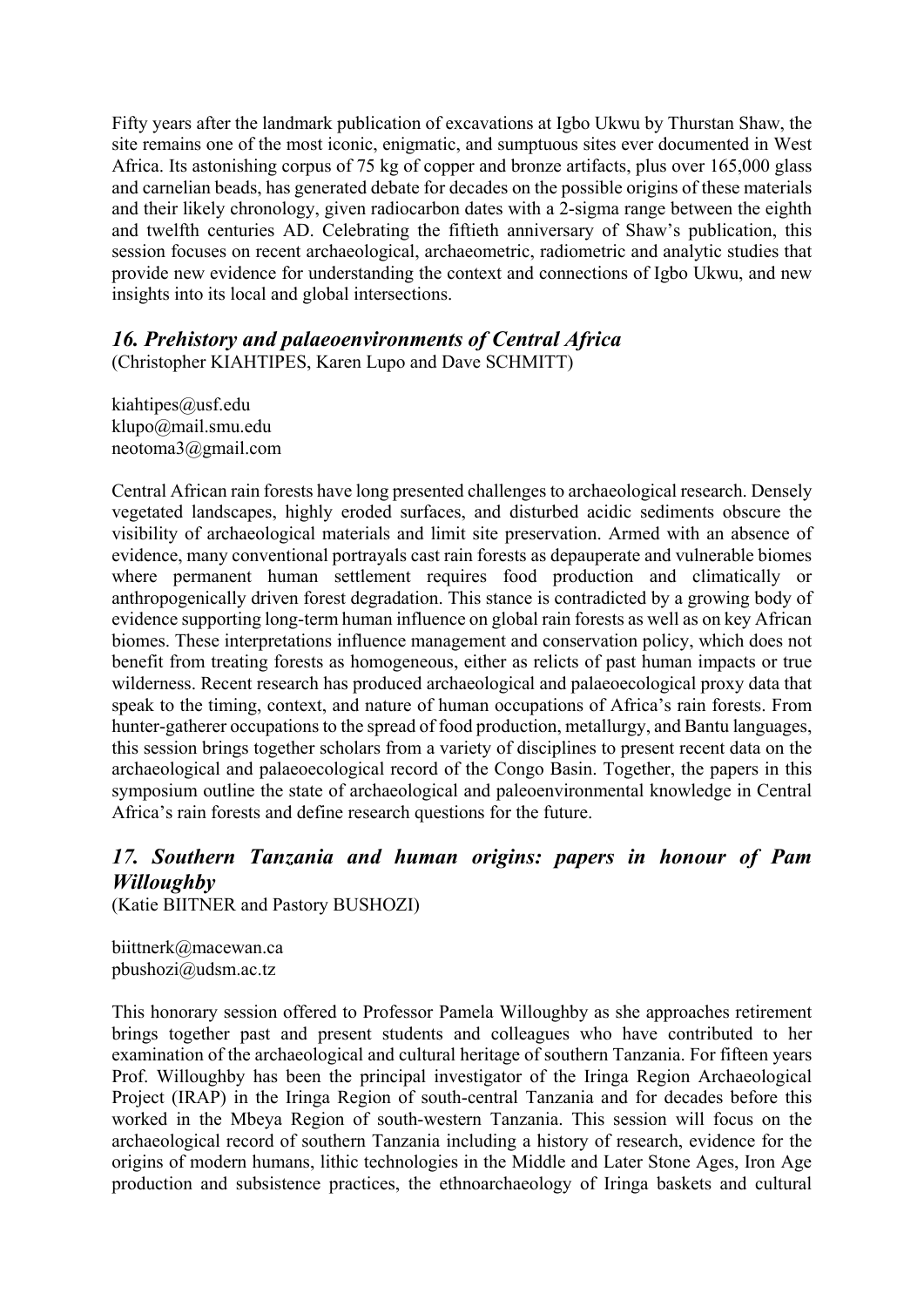Fifty years after the landmark publication of excavations at Igbo Ukwu by Thurstan Shaw, the site remains one of the most iconic, enigmatic, and sumptuous sites ever documented in West Africa. Its astonishing corpus of 75 kg of copper and bronze artifacts, plus over 165,000 glass and carnelian beads, has generated debate for decades on the possible origins of these materials and their likely chronology, given radiocarbon dates with a 2-sigma range between the eighth and twelfth centuries AD. Celebrating the fiftieth anniversary of Shaw's publication, this session focuses on recent archaeological, archaeometric, radiometric and analytic studies that provide new evidence for understanding the context and connections of Igbo Ukwu, and new insights into its local and global intersections.

### *16. Prehistory and palaeoenvironments of Central Africa*

(Christopher KIAHTIPES, Karen Lupo and Dave SCHMITT)

kiahtipes@usf.edu
klupo@mail.smu.edu
neotoma3@gmail.com

Central African rain forests have long presented challenges to archaeological research. Densely vegetated landscapes, highly eroded surfaces, and disturbed acidic sediments obscure the visibility of archaeological materials and limit site preservation. Armed with an absence of evidence, many conventional portrayals cast rain forests as depauperate and vulnerable biomes where permanent human settlement requires food production and climatically or anthropogenically driven forest degradation. This stance is contradicted by a growing body of evidence supporting long-term human influence on global rain forests as well as on key African biomes. These interpretations influence management and conservation policy, which does not benefit from treating forests as homogeneous, either as relicts of past human impacts or true wilderness. Recent research has produced archaeological and palaeoecological proxy data that speak to the timing, context, and nature of human occupations of Africa's rain forests. From hunter-gatherer occupations to the spread of food production, metallurgy, and Bantu languages, this session brings together scholars from a variety of disciplines to present recent data on the archaeological and palaeoecological record of the Congo Basin. Together, the papers in this symposium outline the state of archaeological and paleoenvironmental knowledge in Central Africa's rain forests and define research questions for the future.

### *17. Southern Tanzania and human origins: papers in honour of Pam Willoughby*

(Katie BIITNER and Pastory BUSHOZI)

biittnerk@macewan.ca
pbushozi@udsm.ac.tz

This honorary session offered to Professor Pamela Willoughby as she approaches retirement brings together past and present students and colleagues who have contributed to her examination of the archaeological and cultural heritage of southern Tanzania. For fifteen years Prof. Willoughby has been the principal investigator of the Iringa Region Archaeological Project (IRAP) in the Iringa Region of south-central Tanzania and for decades before this worked in the Mbeya Region of south-western Tanzania. This session will focus on the archaeological record of southern Tanzania including a history of research, evidence for the origins of modern humans, lithic technologies in the Middle and Later Stone Ages, Iron Age production and subsistence practices, the ethnoarchaeology of Iringa baskets and cultural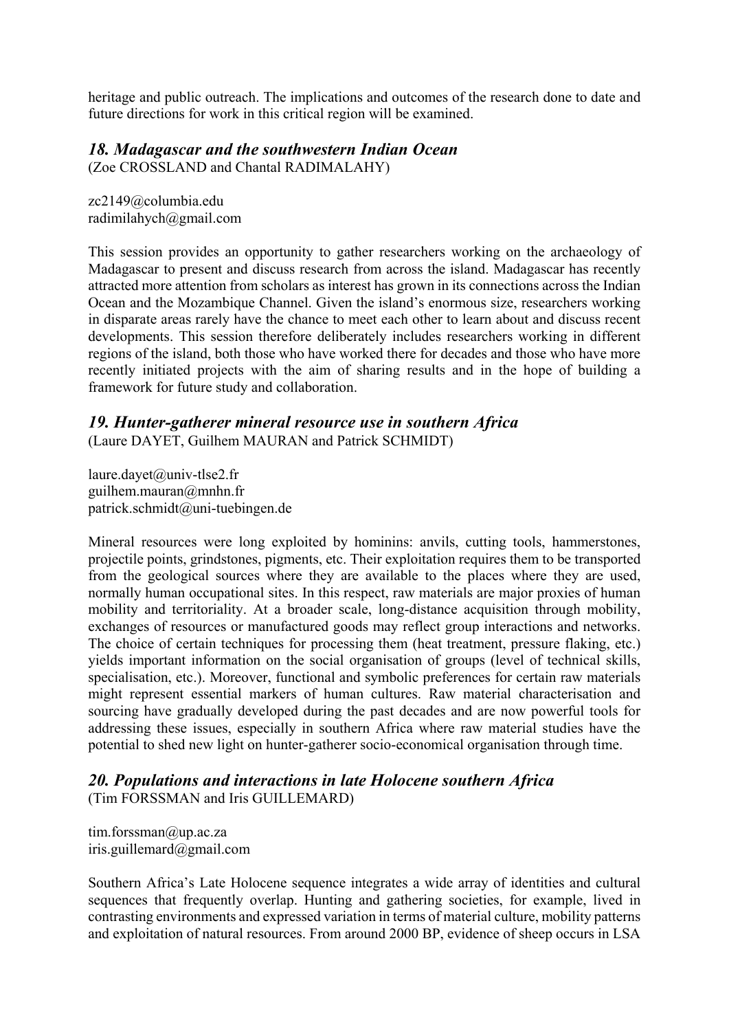heritage and public outreach. The implications and outcomes of the research done to date and future directions for work in this critical region will be examined.

### *18. Madagascar and the southwestern Indian Ocean*

(Zoe CROSSLAND and Chantal RADIMALAHY)

zc2149@columbia.edu
radimilahych@gmail.com

This session provides an opportunity to gather researchers working on the archaeology of Madagascar to present and discuss research from across the island. Madagascar has recently attracted more attention from scholars as interest has grown in its connections across the Indian Ocean and the Mozambique Channel. Given the island's enormous size, researchers working in disparate areas rarely have the chance to meet each other to learn about and discuss recent developments. This session therefore deliberately includes researchers working in different regions of the island, both those who have worked there for decades and those who have more recently initiated projects with the aim of sharing results and in the hope of building a framework for future study and collaboration.

### *19. Hunter-gatherer mineral resource use in southern Africa*

(Laure DAYET, Guilhem MAURAN and Patrick SCHMIDT)

laure.dayet@univ-tlse2.fr
guilhem.mauran@mnhn.fr
patrick.schmidt@uni-tuebingen.de

Mineral resources were long exploited by hominins: anvils, cutting tools, hammerstones, projectile points, grindstones, pigments, etc. Their exploitation requires them to be transported from the geological sources where they are available to the places where they are used, normally human occupational sites. In this respect, raw materials are major proxies of human mobility and territoriality. At a broader scale, long-distance acquisition through mobility, exchanges of resources or manufactured goods may reflect group interactions and networks. The choice of certain techniques for processing them (heat treatment, pressure flaking, etc.) yields important information on the social organisation of groups (level of technical skills, specialisation, etc.). Moreover, functional and symbolic preferences for certain raw materials might represent essential markers of human cultures. Raw material characterisation and sourcing have gradually developed during the past decades and are now powerful tools for addressing these issues, especially in southern Africa where raw material studies have the potential to shed new light on hunter-gatherer socio-economical organisation through time.

### *20. Populations and interactions in late Holocene southern Africa*

(Tim FORSSMAN and Iris GUILLEMARD)

tim.forssman@up.ac.za
iris.guillemard@gmail.com

Southern Africa's Late Holocene sequence integrates a wide array of identities and cultural sequences that frequently overlap. Hunting and gathering societies, for example, lived in contrasting environments and expressed variation in terms of material culture, mobility patterns and exploitation of natural resources. From around 2000 BP, evidence of sheep occurs in LSA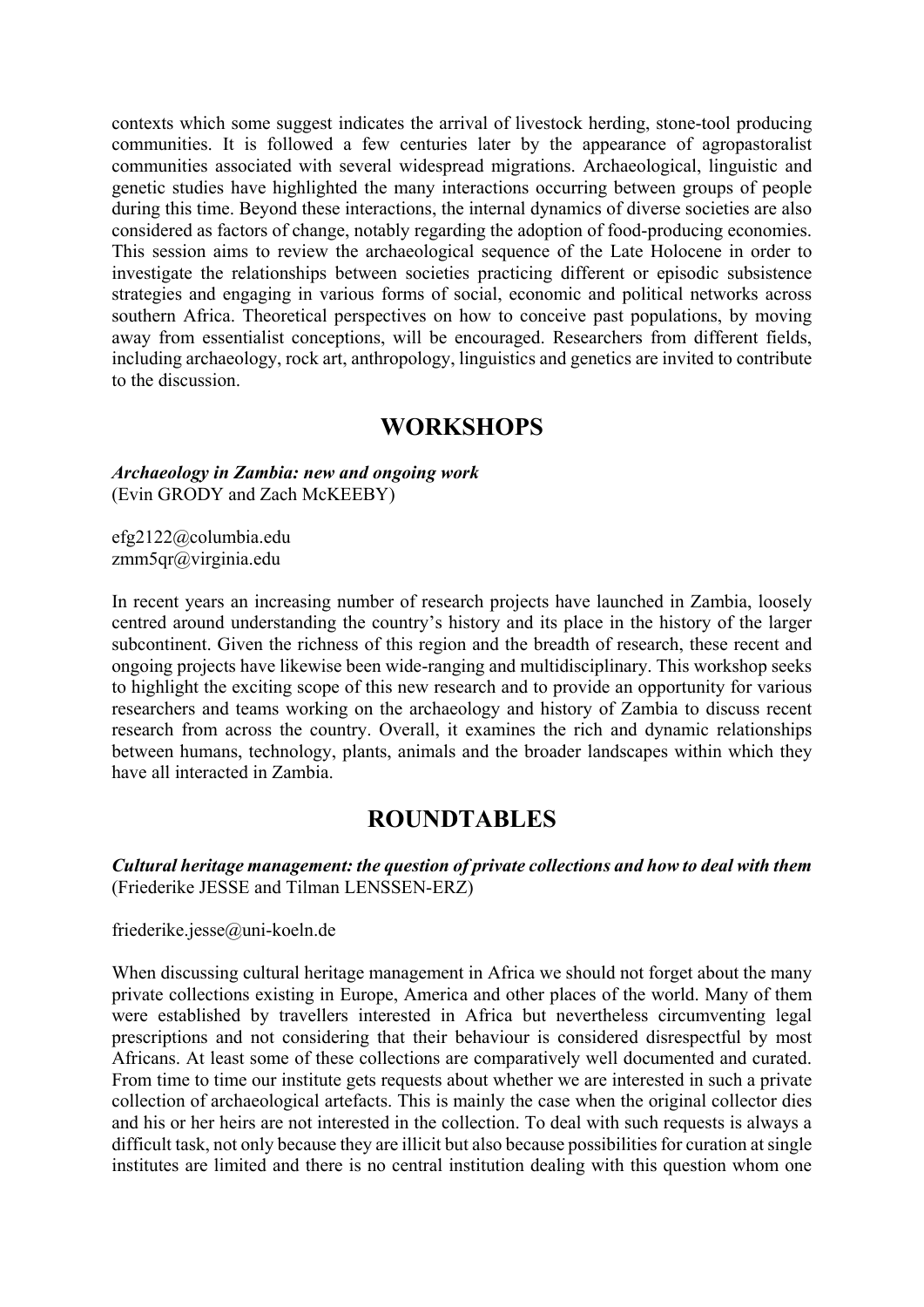contexts which some suggest indicates the arrival of livestock herding, stone-tool producing communities. It is followed a few centuries later by the appearance of agropastoralist communities associated with several widespread migrations. Archaeological, linguistic and genetic studies have highlighted the many interactions occurring between groups of people during this time. Beyond these interactions, the internal dynamics of diverse societies are also considered as factors of change, notably regarding the adoption of food-producing economies. This session aims to review the archaeological sequence of the Late Holocene in order to investigate the relationships between societies practicing different or episodic subsistence strategies and engaging in various forms of social, economic and political networks across southern Africa. Theoretical perspectives on how to conceive past populations, by moving away from essentialist conceptions, will be encouraged. Researchers from different fields, including archaeology, rock art, anthropology, linguistics and genetics are invited to contribute to the discussion.

# WORKSHOPS

***Archaeology in Zambia: new and ongoing work***
(Evin GRODY and Zach McKEEBY)

efg2122@columbia.edu
zmm5qr@virginia.edu

In recent years an increasing number of research projects have launched in Zambia, loosely centred around understanding the country's history and its place in the history of the larger subcontinent. Given the richness of this region and the breadth of research, these recent and ongoing projects have likewise been wide-ranging and multidisciplinary. This workshop seeks to highlight the exciting scope of this new research and to provide an opportunity for various researchers and teams working on the archaeology and history of Zambia to discuss recent research from across the country. Overall, it examines the rich and dynamic relationships between humans, technology, plants, animals and the broader landscapes within which they have all interacted in Zambia.

# ROUNDTABLES

***Cultural heritage management: the question of private collections and how to deal with them***
(Friederike JESSE and Tilman LENSSEN-ERZ)

friederike.jesse@uni-koeln.de

When discussing cultural heritage management in Africa we should not forget about the many private collections existing in Europe, America and other places of the world. Many of them were established by travellers interested in Africa but nevertheless circumventing legal prescriptions and not considering that their behaviour is considered disrespectful by most Africans. At least some of these collections are comparatively well documented and curated. From time to time our institute gets requests about whether we are interested in such a private collection of archaeological artefacts. This is mainly the case when the original collector dies and his or her heirs are not interested in the collection. To deal with such requests is always a difficult task, not only because they are illicit but also because possibilities for curation at single institutes are limited and there is no central institution dealing with this question whom one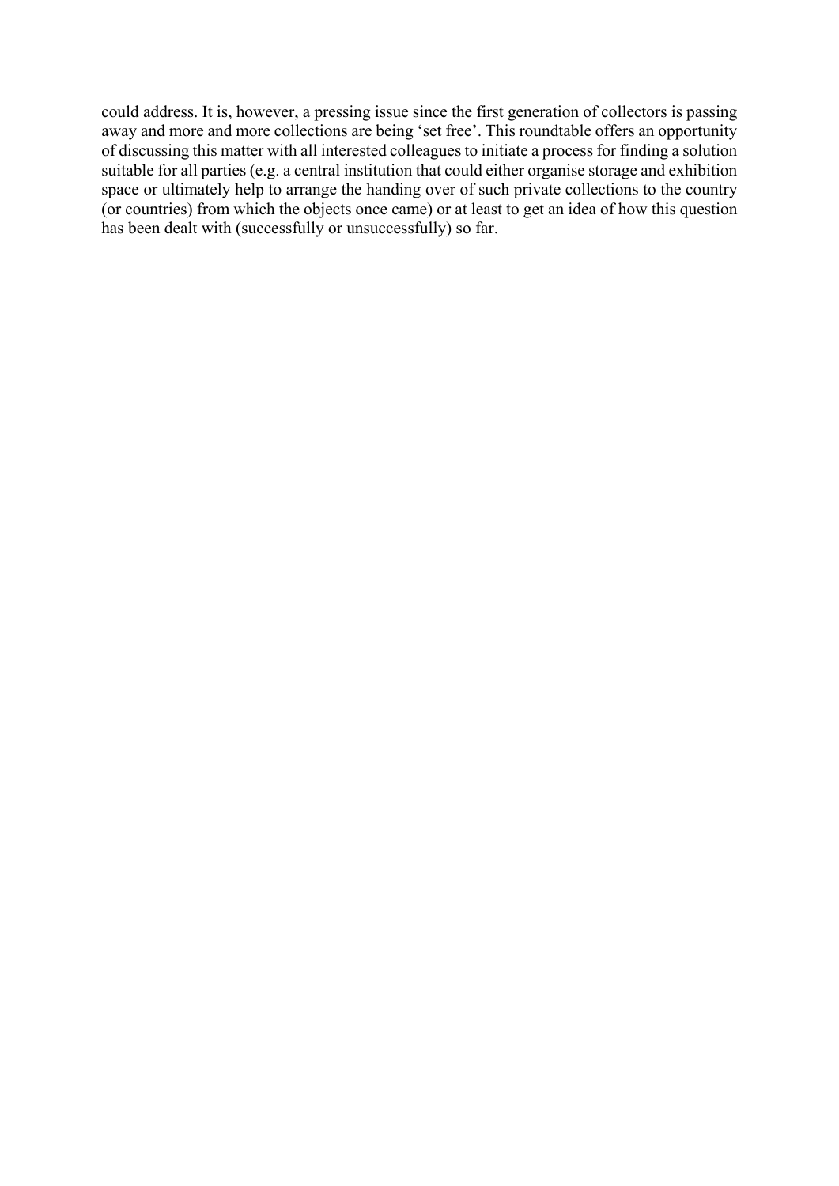could address. It is, however, a pressing issue since the first generation of collectors is passing away and more and more collections are being 'set free'. This roundtable offers an opportunity of discussing this matter with all interested colleagues to initiate a process for finding a solution suitable for all parties (e.g. a central institution that could either organise storage and exhibition space or ultimately help to arrange the handing over of such private collections to the country (or countries) from which the objects once came) or at least to get an idea of how this question has been dealt with (successfully or unsuccessfully) so far.